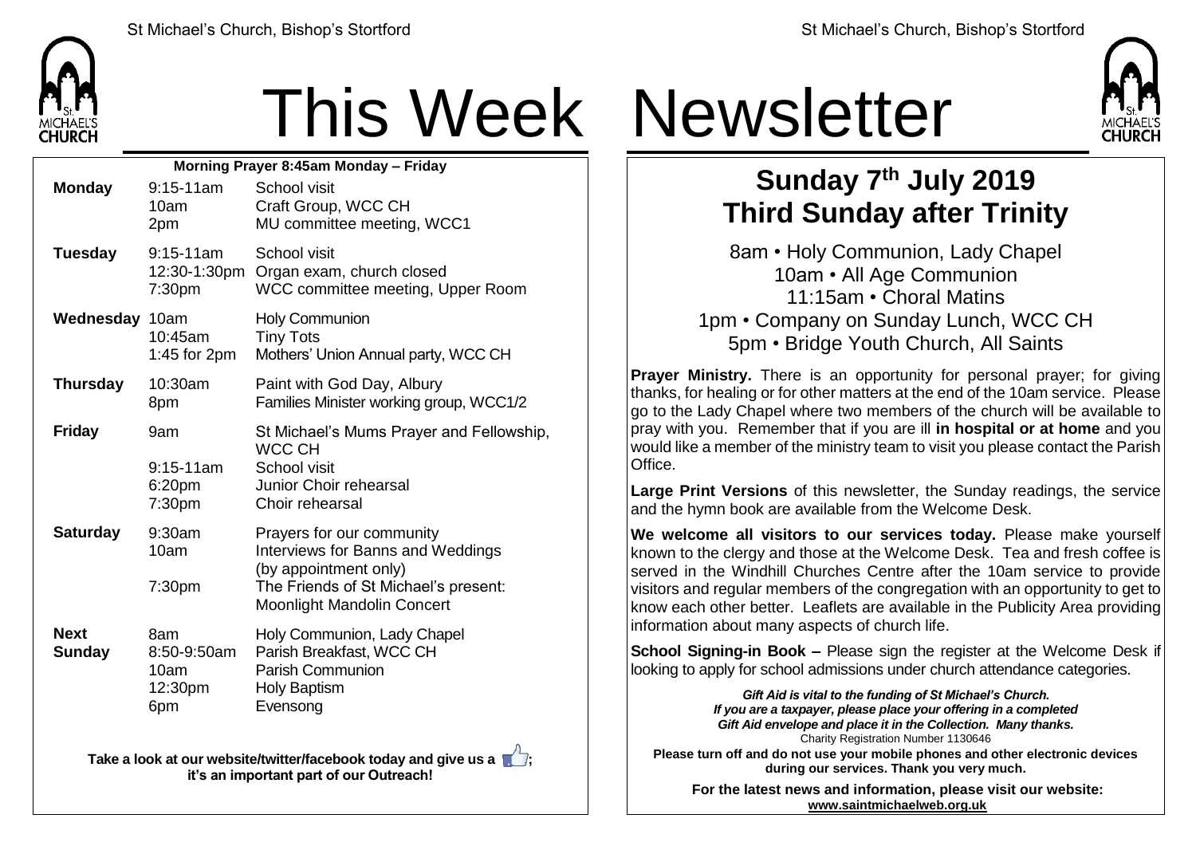# This Week Newsletter

**Morning Prayer 8:45am Monday – Friday**

| Day | Time | Event |
|---|---|---|
| **Monday** | 9:15-11am | School visit |
| | 10am | Craft Group, WCC CH |
| | 2pm | MU committee meeting, WCC1 |
| **Tuesday** | 9:15-11am | School visit |
| | 12:30-1:30pm | Organ exam, church closed |
| | 7:30pm | WCC committee meeting, Upper Room |
| **Wednesday** | 10am | Holy Communion |
| | 10:45am | Tiny Tots |
| | 1:45 for 2pm | Mothers' Union Annual party, WCC CH |
| **Thursday** | 10:30am | Paint with God Day, Albury |
| | 8pm | Families Minister working group, WCC1/2 |
| **Friday** | 9am | St Michael's Mums Prayer and Fellowship, WCC CH |
| | 9:15-11am | School visit |
| | 6:20pm | Junior Choir rehearsal |
| | 7:30pm | Choir rehearsal |
| **Saturday** | 9:30am | Prayers for our community |
| | 10am | Interviews for Banns and Weddings (by appointment only) |
| | 7:30pm | The Friends of St Michael's present: Moonlight Mandolin Concert |
| **Next Sunday** | 8am | Holy Communion, Lady Chapel |
| | 8:50-9:50am | Parish Breakfast, WCC CH |
| | 10am | Parish Communion |
| | 12:30pm | Holy Baptism |
| | 6pm | Evensong |

**Take a look at our website/twitter/facebook today and give us a 👍; it's an important part of our Outreach!**

## Sunday 7th July 2019
## Third Sunday after Trinity

8am • Holy Communion, Lady Chapel
10am • All Age Communion
11:15am • Choral Matins
1pm • Company on Sunday Lunch, WCC CH
5pm • Bridge Youth Church, All Saints

**Prayer Ministry.** There is an opportunity for personal prayer; for giving thanks, for healing or for other matters at the end of the 10am service. Please go to the Lady Chapel where two members of the church will be available to pray with you. Remember that if you are ill **in hospital or at home** and you would like a member of the ministry team to visit you please contact the Parish Office.

**Large Print Versions** of this newsletter, the Sunday readings, the service and the hymn book are available from the Welcome Desk.

**We welcome all visitors to our services today.** Please make yourself known to the clergy and those at the Welcome Desk. Tea and fresh coffee is served in the Windhill Churches Centre after the 10am service to provide visitors and regular members of the congregation with an opportunity to get to know each other better. Leaflets are available in the Publicity Area providing information about many aspects of church life.

**School Signing-in Book –** Please sign the register at the Welcome Desk if looking to apply for school admissions under church attendance categories.

***Gift Aid is vital to the funding of St Michael's Church. If you are a taxpayer, please place your offering in a completed Gift Aid envelope and place it in the Collection. Many thanks.***

Charity Registration Number 1130646

**Please turn off and do not use your mobile phones and other electronic devices during our services. Thank you very much.**

**For the latest news and information, please visit our website: www.saintmichaelweb.org.uk**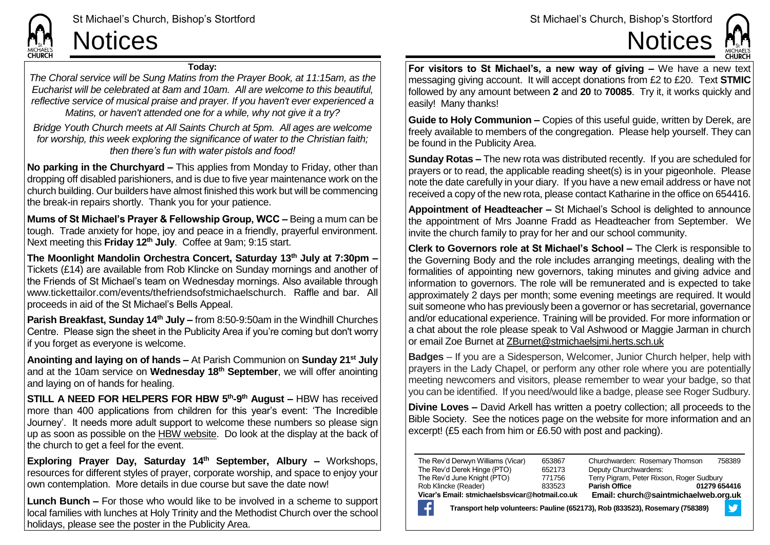# Notices

**Today:**

*The Choral service will be Sung Matins from the Prayer Book, at 11:15am, as the Eucharist will be celebrated at 8am and 10am. All are welcome to this beautiful, reflective service of musical praise and prayer. If you haven't ever experienced a Matins, or haven't attended one for a while, why not give it a try?*

*Bridge Youth Church meets at All Saints Church at 5pm. All ages are welcome for worship, this week exploring the significance of water to the Christian faith; then there's fun with water pistols and food!*

**No parking in the Churchyard –** This applies from Monday to Friday, other than dropping off disabled parishioners, and is due to five year maintenance work on the church building. Our builders have almost finished this work but will be commencing the break-in repairs shortly. Thank you for your patience.

**Mums of St Michael's Prayer & Fellowship Group, WCC –** Being a mum can be tough. Trade anxiety for hope, joy and peace in a friendly, prayerful environment. Next meeting this **Friday 12th July**. Coffee at 9am; 9:15 start.

**The Moonlight Mandolin Orchestra Concert, Saturday 13st July at 7:30pm –** Tickets (£14) are available from Rob Klincke on Sunday mornings and another of the Friends of St Michael's team on Wednesday mornings. Also available through www.tickettailor.com/events/thefriendsofstmichaelschurch. Raffle and bar. All proceeds in aid of the St Michael's Bells Appeal.

**Parish Breakfast, Sunday 14th July –** from 8:50-9:50am in the Windhill Churches Centre. Please sign the sheet in the Publicity Area if you're coming but don't worry if you forget as everyone is welcome.

**Anointing and laying on of hands –** At Parish Communion on **Sunday 21st July** and at the 10am service on **Wednesday 18th September**, we will offer anointing and laying on of hands for healing.

**STILL A NEED FOR HELPERS FOR HBW 5th-9th August –** HBW has received more than 400 applications from children for this year's event: 'The Incredible Journey'. It needs more adult support to welcome these numbers so please sign up as soon as possible on the HBW website. Do look at the display at the back of the church to get a feel for the event.

**Exploring Prayer Day, Saturday 14th September, Albury –** Workshops, resources for different styles of prayer, corporate worship, and space to enjoy your own contemplation. More details in due course but save the date now!

**Lunch Bunch –** For those who would like to be involved in a scheme to support local families with lunches at Holy Trinity and the Methodist Church over the school holidays, please see the poster in the Publicity Area.

**For visitors to St Michael's, a new way of giving –** We have a new text messaging giving account. It will accept donations from £2 to £20. Text **STMIC** followed by any amount between **2** and **20** to **70085**. Try it, it works quickly and easily! Many thanks!

**Guide to Holy Communion –** Copies of this useful guide, written by Derek, are freely available to members of the congregation. Please help yourself. They can be found in the Publicity Area.

**Sunday Rotas –** The new rota was distributed recently. If you are scheduled for prayers or to read, the applicable reading sheet(s) is in your pigeonhole. Please note the date carefully in your diary. If you have a new email address or have not received a copy of the new rota, please contact Katharine in the office on 654416.

**Appointment of Headteacher –** St Michael's School is delighted to announce the appointment of Mrs Joanne Fradd as Headteacher from September. We invite the church family to pray for her and our school community.

**Clerk to Governors role at St Michael's School –** The Clerk is responsible to the Governing Body and the role includes arranging meetings, dealing with the formalities of appointing new governors, taking minutes and giving advice and information to governors. The role will be remunerated and is expected to take approximately 2 days per month; some evening meetings are required. It would suit someone who has previously been a governor or has secretarial, governance and/or educational experience. Training will be provided. For more information or a chat about the role please speak to Val Ashwood or Maggie Jarman in church or email Zoe Burnet at ZBurnet@stmichaelsjmi.herts.sch.uk

**Badges** – If you are a Sidesperson, Welcomer, Junior Church helper, help with prayers in the Lady Chapel, or perform any other role where you are potentially meeting newcomers and visitors, please remember to wear your badge, so that you can be identified. If you need/would like a badge, please see Roger Sudbury.

**Divine Loves –** David Arkell has written a poetry collection; all proceeds to the Bible Society. See the notices page on the website for more information and an excerpt! (£5 each from him or £6.50 with post and packing).

| | | | |
|---|---|---|---|
| The Rev'd Derwyn Williams (Vicar) | 653867 | Churchwarden: Rosemary Thomson | 758389 |
| The Rev'd Derek Hinge (PTO) | 652173 | Deputy Churchwardens: | |
| The Rev'd June Knight (PTO) | 771756 | Terry Pigram, Peter Rixson, Roger Sudbury | |
| Rob Klincke (Reader) | 833523 | **Parish Office** | **01279 654416** |
| **Vicar's Email: stmichaelsbsvicar@hotmail.co.uk** | | **Email: church@saintmichaelweb.org.uk** | |

**Transport help volunteers: Pauline (652173), Rob (833523), Rosemary (758389)**